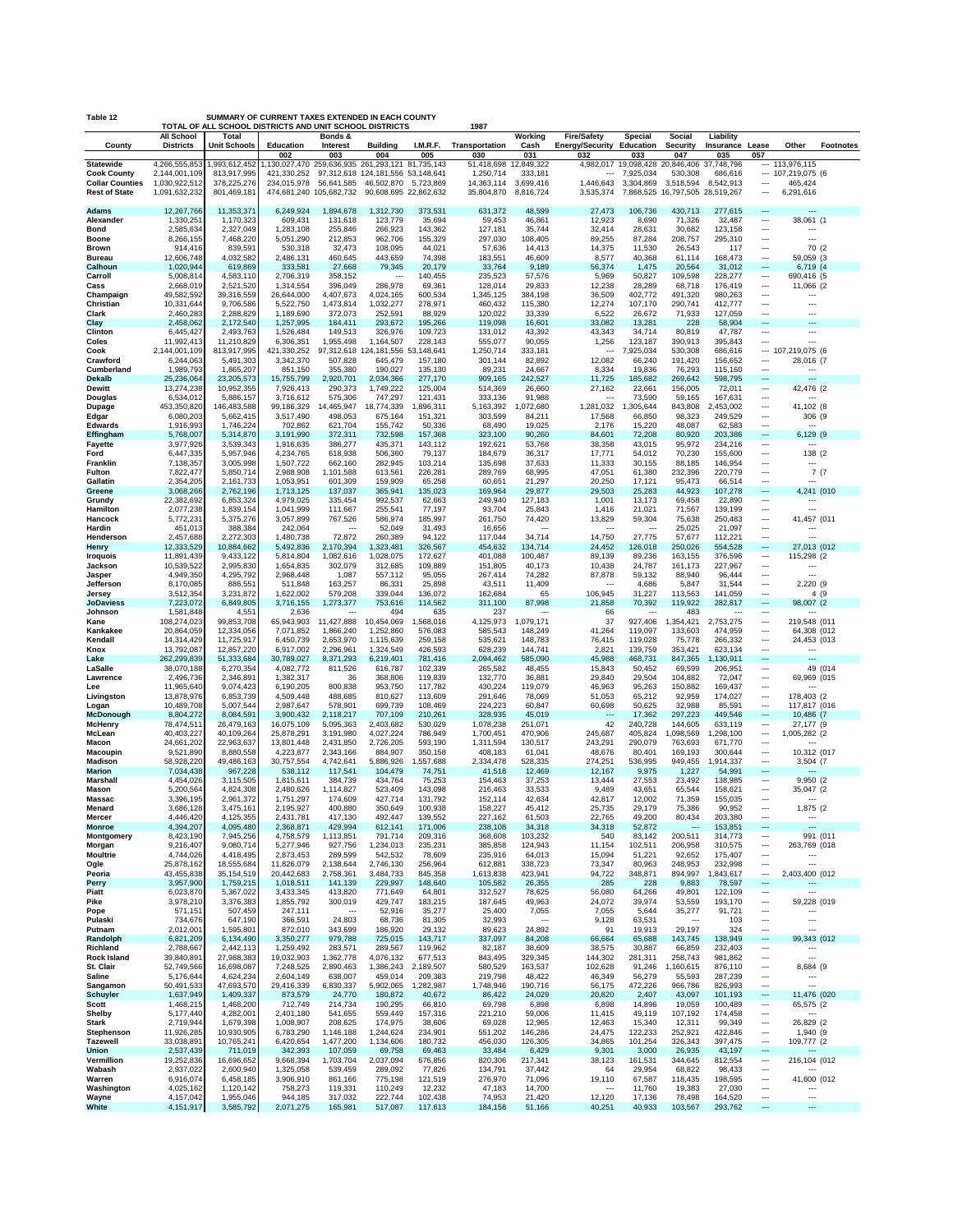**Table 12** SUMMARY OF CURRENT TAXES EXTENDED IN EACH COUNTY

TOTAL OF ALL SCHOOL DISTRICTS AND UNIT SCHOOL DISTRICTS 1987

| County | All School Districts | Total Unit Schools | Education | Bonds & Interest | Building | I.M.R.F. | Transportation | Working Cash | Fire/Safety Energy/Security | Special Education | Social Security | Liability Insurance | Lease | Other | Footnotes |
|---|---|---|---|---|---|---|---|---|---|---|---|---|---|---|---|
| | | | 002 | 003 | 004 | 005 | 030 | 031 | 032 | 033 | 047 | 035 | 057 | | |
| **Statewide** | 4,266,555,853 | 1,993,612,452 | 1,130,027,470 | 259,636,935 | 261,293,121 | 81,735,143 | 51,418,698 | 12,849,322 | 4,982,017 | 19,098,428 | 20,846,406 | 37,748,796 | --- | 113,976,115 | |
| **Cook County** | 2,144,001,109 | 813,917,995 | 421,330,252 | 97,312,618 | 124,181,556 | 53,148,641 | 1,250,714 | 333,181 | --- | 7,925,034 | 530,308 | 686,616 | --- | 107,219,075 | (6 |
| **Collar Counties** | 1,030,922,512 | 378,225,276 | 234,015,978 | 56,641,585 | 46,502,870 | 5,723,869 | 14,363,114 | 3,699,416 | 1,446,643 | 3,304,869 | 3,518,594 | 8,542,913 | --- | 465,424 | |
| **Rest of State** | 1,091,632,232 | 801,469,181 | 474,681,240 | 105,682,732 | 90,608,695 | 22,862,632 | 35,804,870 | 8,816,724 | 3,535,374 | 7,868,525 | 16,797,505 | 28,519,267 | --- | 6,291,616 | |
| **Adams** | 12,267,766 | 11,353,371 | 6,249,924 | 1,894,678 | 1,312,730 | 373,531 | 631,372 | 48,599 | 27,473 | 106,736 | 430,713 | 277,615 | --- | --- | |
| **Alexander** | 1,330,251 | 1,170,323 | 609,431 | 131,618 | 123,779 | 35,694 | 59,453 | 46,861 | 12,923 | 8,690 | 71,326 | 32,487 | --- | 38,061 | (1 |
| **Bond** | 2,585,634 | 2,327,049 | 1,283,108 | 255,846 | 266,923 | 143,362 | 127,181 | 35,744 | 32,414 | 28,631 | 30,682 | 123,158 | --- | --- | |
| **Boone** | 8,266,155 | 7,468,220 | 5,051,290 | 212,853 | 962,706 | 155,329 | 297,030 | 108,405 | 89,255 | 87,284 | 208,757 | 295,310 | --- | --- | |
| **Brown** | 914,416 | 839,591 | 530,318 | 32,473 | 108,095 | 44,021 | 57,636 | 14,413 | 14,375 | 11,530 | 26,543 | 117 | --- | 70 | (2 |
| **Bureau** | 12,606,748 | 4,032,582 | 2,486,131 | 460,645 | 443,659 | 74,398 | 183,551 | 46,609 | 8,577 | 40,368 | 61,114 | 168,473 | --- | 59,059 | (3 |
| **Calhoun** | 1,020,944 | 619,869 | 333,581 | 27,668 | 79,345 | 20,179 | 33,764 | 9,189 | 56,374 | 1,475 | 20,564 | 31,012 | --- | 6,719 | (4 |
| **Carroll** | 5,008,814 | 4,583,110 | 2,706,319 | 358,152 | --- | 140,455 | 235,523 | 57,576 | 5,969 | 50,827 | 109,598 | 228,277 | --- | 690,416 | (5 |
| **Cass** | 2,668,019 | 2,521,520 | 1,314,554 | 396,049 | 286,978 | 69,361 | 128,014 | 29,833 | 12,238 | 28,289 | 68,718 | 176,419 | --- | 11,066 | (2 |
| **Champaign** | 49,582,592 | 39,316,559 | 26,644,000 | 4,407,673 | 4,024,165 | 600,534 | 1,345,125 | 384,198 | 36,509 | 402,772 | 491,320 | 980,263 | --- | --- | |
| **Christian** | 10,331,644 | 9,706,586 | 5,522,750 | 1,473,814 | 1,032,277 | 278,971 | 460,432 | 115,380 | 12,274 | 107,170 | 290,741 | 412,777 | --- | --- | |
| **Clark** | 2,460,283 | 2,288,829 | 1,189,690 | 372,073 | 252,591 | 88,929 | 120,022 | 33,339 | 6,522 | 26,672 | 71,933 | 127,059 | --- | --- | |
| **Clay** | 2,458,062 | 2,172,540 | 1,257,995 | 184,411 | 293,672 | 195,266 | 119,098 | 16,601 | 33,082 | 13,281 | 228 | 58,904 | --- | --- | |
| **Clinton** | 6,445,427 | 2,493,763 | 1,526,484 | 149,513 | 326,976 | 109,723 | 131,012 | 43,392 | 43,343 | 34,714 | 80,819 | 47,787 | --- | --- | |
| **Coles** | 11,992,413 | 11,210,829 | 6,306,351 | 1,955,498 | 1,164,507 | 228,143 | 555,077 | 90,055 | 1,256 | 123,187 | 390,913 | 395,843 | --- | --- | |
| **Cook** | 2,144,001,109 | 813,917,995 | 421,330,252 | 97,312,618 | 124,181,556 | 53,148,641 | 1,250,714 | 333,181 | --- | 7,925,034 | 530,308 | 686,616 | --- | 107,219,075 | (6 |
| **Crawford** | 6,244,063 | 5,491,303 | 3,342,370 | 507,828 | 645,479 | 157,180 | 301,144 | 82,892 | 12,082 | 66,240 | 191,420 | 156,652 | --- | 28,016 | (7 |
| **Cumberland** | 1,989,793 | 1,865,207 | 851,150 | 355,380 | 190,027 | 135,130 | 89,231 | 24,667 | 8,334 | 19,836 | 76,293 | 115,160 | --- | --- | |
| **DeKalb** | 25,236,064 | 23,205,573 | 15,755,799 | 2,920,701 | 2,034,366 | 277,170 | 909,165 | 242,527 | 11,725 | 185,682 | 269,642 | 598,795 | --- | --- | |
| **Dewitt** | 13,274,238 | 10,952,355 | 7,926,413 | 290,373 | 1,749,222 | 125,004 | 514,369 | 26,660 | 27,162 | 22,661 | 156,005 | 72,011 | --- | 42,476 | (2 |
| **Douglas** | 6,534,012 | 5,886,157 | 3,716,612 | 575,306 | 747,297 | 121,431 | 333,136 | 91,988 | --- | 73,590 | 59,165 | 167,631 | --- | --- | |
| **Dupage** | 453,350,820 | 146,483,588 | 99,186,329 | 14,465,947 | 18,774,339 | 1,896,311 | 5,163,392 | 1,072,680 | 1,281,032 | 1,305,644 | 843,808 | 2,453,002 | --- | 41,102 | (8 |
| **Edgar** | 6,080,203 | 5,662,415 | 3,517,490 | 498,053 | 675,164 | 151,321 | 303,599 | 84,211 | 17,568 | 66,850 | 98,323 | 249,529 | --- | 306 | (9 |
| **Edwards** | 1,916,993 | 1,746,224 | 702,862 | 621,704 | 155,742 | 50,336 | 68,490 | 19,025 | 2,176 | 15,220 | 48,087 | 62,583 | --- | --- | |
| **Effingham** | 5,768,007 | 5,314,870 | 3,191,990 | 372,311 | 732,598 | 157,368 | 323,100 | 90,260 | 84,601 | 72,208 | 80,920 | 203,386 | --- | 6,129 | (9 |
| **Fayette** | 3,977,926 | 3,539,343 | 1,916,635 | 386,277 | 435,371 | 143,112 | 192,621 | 53,768 | 38,358 | 43,015 | 95,972 | 234,216 | --- | --- | |
| **Ford** | 6,447,335 | 5,957,946 | 4,234,765 | 618,938 | 506,360 | 79,137 | 184,679 | 36,317 | 17,771 | 54,012 | 70,230 | 155,600 | --- | 138 | (2 |
| **Franklin** | 7,138,357 | 3,005,998 | 1,507,722 | 662,160 | 282,945 | 103,214 | 135,698 | 37,633 | 11,333 | 30,155 | 88,185 | 146,954 | --- | --- | |
| **Fulton** | 7,822,477 | 5,850,714 | 2,988,908 | 1,101,588 | 613,561 | 226,281 | 289,769 | 68,995 | 47,051 | 61,380 | 232,396 | 220,779 | --- | 7 | (7 |
| **Gallatin** | 2,354,205 | 2,161,733 | 1,053,951 | 601,309 | 159,909 | 65,258 | 60,651 | 21,297 | 20,250 | 17,121 | 95,473 | 66,514 | --- | --- | |
| **Greene** | 3,068,266 | 2,762,196 | 1,713,125 | 137,037 | 365,941 | 135,023 | 169,964 | 29,877 | 29,503 | 25,283 | 44,923 | 107,278 | --- | 4,241 | (010 |
| **Grundy** | 22,382,692 | 6,853,324 | 4,979,025 | 335,454 | 992,537 | 62,663 | 249,940 | 127,183 | 1,001 | 13,173 | 69,458 | 22,890 | --- | --- | |
| **Hamilton** | 2,077,238 | 1,839,154 | 1,041,999 | 111,667 | 255,541 | 77,197 | 93,704 | 25,843 | 1,416 | 21,021 | 71,567 | 139,199 | --- | --- | |
| **Hancock** | 5,772,231 | 5,375,276 | 3,057,899 | 767,526 | 586,974 | 185,997 | 261,750 | 74,420 | 13,829 | 59,304 | 75,638 | 250,483 | --- | 41,457 | (011 |
| **Hardin** | 451,013 | 388,384 | 242,064 | --- | 52,049 | 31,493 | 16,656 | --- | --- | --- | 25,025 | 21,097 | --- | --- | |
| **Henderson** | 2,457,688 | 2,272,303 | 1,480,738 | 72,872 | 260,389 | 94,122 | 117,044 | 34,714 | 14,750 | 27,775 | 57,677 | 112,221 | --- | --- | |
| **Henry** | 12,333,529 | 10,884,662 | 5,492,836 | 2,170,394 | 1,323,481 | 326,567 | 454,632 | 134,714 | 24,452 | 126,018 | 250,026 | 554,528 | --- | 27,013 | (012 |
| **Iroquois** | 11,891,439 | 9,433,122 | 5,814,804 | 1,082,616 | 1,028,075 | 172,627 | 401,088 | 100,487 | 89,139 | 89,236 | 163,155 | 376,596 | --- | 115,298 | (2 |
| **Jackson** | 10,539,522 | 2,995,830 | 1,654,835 | 302,079 | 312,685 | 109,889 | 151,805 | 40,173 | 10,438 | 24,787 | 161,173 | 227,967 | --- | --- | |
| **Jasper** | 4,949,350 | 4,295,792 | 2,968,448 | 1,087 | 557,112 | 95,055 | 267,414 | 74,282 | 87,878 | 59,132 | 88,940 | 96,444 | --- | --- | |
| **Jefferson** | 8,170,085 | 886,551 | 511,848 | 163,257 | 86,331 | 25,898 | 43,511 | 11,409 | --- | 4,686 | 5,847 | 31,544 | --- | 2,220 | (9 |
| **Jersey** | 3,512,354 | 3,231,872 | 1,622,002 | 579,208 | 339,044 | 136,072 | 162,684 | 65 | 106,945 | 31,227 | 113,563 | 141,059 | --- | 4 | (9 |
| **JoDaviess** | 7,223,072 | 6,849,805 | 3,716,155 | 1,273,377 | 753,616 | 114,562 | 311,100 | 87,998 | 21,858 | 70,392 | 119,922 | 282,817 | --- | 98,007 | (2 |
| **Johnson** | 1,581,848 | 4,551 | 2,636 | --- | 494 | 635 | 237 | --- | 66 | --- | 483 | --- | --- | --- | |
| **Kane** | 108,274,023 | 99,853,708 | 65,943,903 | 11,427,888 | 10,454,069 | 1,568,016 | 4,125,973 | 1,079,171 | 37 | 927,406 | 1,354,421 | 2,753,275 | --- | 219,548 | (011 |
| **Kankakee** | 20,864,059 | 12,334,056 | 7,071,852 | 1,866,240 | 1,252,860 | 576,083 | 585,543 | 148,249 | 41,264 | 119,097 | 133,603 | 474,959 | --- | 64,308 | (012 |
| **Kendall** | 14,314,429 | 11,725,917 | 6,450,739 | 2,653,970 | 1,115,639 | 259,158 | 535,621 | 148,783 | 76,415 | 119,028 | 75,778 | 266,332 | --- | 24,453 | (013 |
| **Knox** | 13,792,087 | 12,857,220 | 6,917,002 | 2,296,961 | 1,324,549 | 426,593 | 628,239 | 144,741 | 2,821 | 139,759 | 353,421 | 623,134 | --- | --- | |
| **Lake** | 262,299,839 | 51,333,684 | 30,789,027 | 8,371,293 | 6,219,401 | 781,416 | 2,094,462 | 585,090 | 45,988 | 468,731 | 847,365 | 1,130,911 | --- | --- | |
| **LaSalle** | 38,070,188 | 6,270,354 | 4,082,772 | 811,526 | 616,787 | 102,339 | 265,582 | 48,455 | 15,843 | 50,452 | 69,599 | 206,951 | --- | 49 | (014 |
| **Lawrence** | 2,496,736 | 2,346,891 | 1,382,317 | 36 | 368,806 | 119,839 | 132,770 | 36,881 | 29,840 | 29,504 | 104,882 | 72,047 | --- | 69,969 | (015 |
| **Lee** | 11,965,640 | 9,074,423 | 6,190,205 | 800,838 | 953,750 | 117,782 | 430,224 | 119,079 | 46,963 | 95,263 | 150,882 | 169,437 | --- | --- | |
| **Livingston** | 13,878,976 | 6,853,739 | 4,509,448 | 488,685 | 810,627 | 113,609 | 291,646 | 78,069 | 51,053 | 65,212 | 92,959 | 174,027 | --- | 178,403 | (2 |
| **Logan** | 10,489,708 | 5,007,544 | 2,987,647 | 578,901 | 699,739 | 108,469 | 224,223 | 60,847 | 60,698 | 50,625 | 32,988 | 85,591 | --- | 117,817 | (016 |
| **McDonough** | 8,804,272 | 8,084,591 | 3,900,432 | 2,118,217 | 707,109 | 210,261 | 328,935 | 45,019 | --- | 17,362 | 297,223 | 449,546 | --- | 10,486 | (7 |
| **McHenry** | 78,474,511 | 26,479,163 | 16,075,109 | 5,095,363 | 2,403,682 | 530,029 | 1,078,238 | 251,071 | 42 | 240,728 | 144,605 | 633,119 | --- | 27,177 | (9 |
| **McLean** | 40,403,227 | 40,109,264 | 25,878,291 | 3,191,980 | 4,027,224 | 786,949 | 1,700,451 | 470,906 | 245,687 | 405,824 | 1,098,569 | 1,298,100 | --- | 1,005,282 | (2 |
| **Macon** | 24,661,202 | 22,963,637 | 13,801,448 | 2,431,850 | 2,726,205 | 593,190 | 1,311,594 | 130,517 | 243,291 | 290,079 | 763,693 | 671,770 | --- | --- | |
| **Macoupin** | 9,521,890 | 8,880,558 | 4,223,877 | 2,343,166 | 884,907 | 350,158 | 408,183 | 61,041 | 48,676 | 80,401 | 169,193 | 300,644 | --- | 10,312 | (017 |
| **Madison** | 58,928,220 | 49,486,163 | 30,757,554 | 4,742,641 | 5,886,926 | 1,557,688 | 2,334,478 | 528,335 | 274,251 | 536,995 | 949,455 | 1,914,337 | --- | 3,504 | (7 |
| **Marion** | 7,034,438 | 967,228 | 538,112 | 117,541 | 104,479 | 74,751 | 41,518 | 12,469 | 12,167 | 9,975 | 1,227 | 54,991 | --- | --- | |
| **Marshall** | 4,454,026 | 3,115,505 | 1,815,611 | 384,739 | 434,764 | 75,253 | 154,463 | 37,253 | 13,444 | 27,553 | 23,492 | 138,985 | --- | 9,950 | (2 |
| **Mason** | 5,200,564 | 4,824,308 | 2,480,626 | 1,114,827 | 523,409 | 143,098 | 216,463 | 33,533 | 9,489 | 43,651 | 65,544 | 158,621 | --- | 35,047 | (2 |
| **Massac** | 3,396,195 | 2,961,372 | 1,751,297 | 174,609 | 427,714 | 131,792 | 152,114 | 42,634 | 42,817 | 12,002 | 71,359 | 155,035 | --- | --- | |
| **Menard** | 3,686,128 | 3,475,161 | 2,195,927 | 400,880 | 350,649 | 100,938 | 158,227 | 45,412 | 25,735 | 29,179 | 75,386 | 90,952 | --- | 1,875 | (2 |
| **Mercer** | 4,446,420 | 4,125,355 | 2,431,781 | 417,130 | 492,447 | 139,552 | 227,162 | 61,503 | 22,765 | 49,200 | 80,434 | 203,380 | --- | --- | |
| **Monroe** | 4,394,207 | 4,095,480 | 2,368,871 | 429,994 | 612,141 | 171,006 | 238,108 | 34,318 | 34,318 | 52,872 | --- | 153,851 | --- | --- | |
| **Montgomery** | 8,423,190 | 7,945,256 | 4,758,579 | 1,113,851 | 791,714 | 209,316 | 368,608 | 103,232 | 540 | 83,142 | 200,511 | 314,773 | --- | 991 | (011 |
| **Morgan** | 9,216,407 | 9,080,714 | 5,277,946 | 927,756 | 1,234,013 | 235,231 | 385,858 | 124,943 | 11,154 | 102,511 | 206,958 | 310,575 | --- | 263,769 | (018 |
| **Moultrie** | 4,744,026 | 4,418,495 | 2,873,453 | 289,599 | 542,532 | 78,609 | 235,916 | 64,013 | 15,094 | 51,221 | 92,652 | 175,407 | --- | --- | |
| **Ogle** | 25,878,162 | 18,555,684 | 11,826,079 | 2,138,644 | 2,746,130 | 256,964 | 612,881 | 338,723 | 73,347 | 80,963 | 248,953 | 232,998 | --- | --- | |
| **Peoria** | 43,455,838 | 35,154,519 | 20,442,683 | 2,758,361 | 3,484,733 | 845,358 | 1,613,838 | 423,941 | 94,722 | 348,871 | 894,997 | 1,843,617 | --- | 2,403,400 | (012 |
| **Perry** | 3,957,900 | 1,759,215 | 1,018,511 | 141,139 | 229,997 | 148,640 | 105,582 | 26,355 | 285 | 228 | 9,883 | 78,597 | --- | --- | |
| **Piatt** | 6,023,870 | 5,367,022 | 3,433,345 | 413,820 | 771,649 | 64,801 | 312,527 | 78,625 | 56,080 | 64,266 | 49,801 | 122,109 | --- | --- | |
| **Pike** | 3,978,210 | 3,376,383 | 1,855,792 | 300,019 | 429,747 | 183,215 | 187,645 | 49,963 | 24,072 | 39,974 | 53,559 | 193,170 | --- | 59,228 | (019 |
| **Pope** | 571,151 | 507,459 | 247,111 | --- | 52,916 | 35,277 | 25,400 | 7,055 | 7,055 | 5,644 | 35,277 | 91,721 | --- | --- | |
| **Pulaski** | 734,676 | 647,190 | 366,591 | 24,803 | 68,736 | 81,305 | 32,993 | --- | 9,128 | 63,531 | --- | 103 | --- | --- | |
| **Putnam** | 2,012,001 | 1,595,801 | 872,010 | 343,699 | 186,920 | 29,132 | 89,623 | 24,892 | 91 | 19,913 | 29,197 | 324 | --- | --- | |
| **Randolph** | 6,821,209 | 6,134,490 | 3,350,277 | 979,788 | 725,015 | 143,717 | 337,097 | 84,208 | 66,664 | 65,688 | 143,745 | 138,949 | --- | 99,343 | (012 |
| **Richland** | 2,788,667 | 2,442,113 | 1,259,492 | 283,571 | 289,567 | 119,962 | 82,187 | 38,609 | 38,575 | 30,887 | 66,859 | 232,403 | --- | --- | |
| **Rock Island** | 39,840,891 | 27,988,383 | 19,032,903 | 1,362,778 | 4,076,132 | 677,513 | 843,495 | 329,345 | 144,302 | 281,311 | 258,743 | 981,862 | --- | --- | |
| **St. Clair** | 52,749,566 | 16,698,087 | 7,248,525 | 2,890,463 | 1,386,243 | 2,189,507 | 580,529 | 163,537 | 102,628 | 91,246 | 1,160,615 | 876,110 | --- | 8,684 | (9 |
| **Saline** | 5,176,644 | 4,624,234 | 2,604,149 | 638,007 | 459,014 | 209,383 | 219,798 | 48,422 | 46,349 | 56,279 | 55,593 | 287,239 | --- | --- | |
| **Sangamon** | 50,491,533 | 47,693,570 | 29,416,339 | 6,830,337 | 5,902,065 | 1,282,987 | 1,748,946 | 190,716 | 56,175 | 472,226 | 966,786 | 826,993 | --- | --- | |
| **Schuyler** | 1,637,949 | 1,409,337 | 873,579 | 24,770 | 180,872 | 40,672 | 86,422 | 24,029 | 20,820 | 2,407 | 43,097 | 101,193 | --- | 11,476 | (020 |
| **Scott** | 1,468,215 | 1,468,200 | 712,749 | 214,734 | 190,295 | 66,810 | 69,798 | 6,898 | 6,898 | 14,896 | 19,059 | 100,489 | --- | 65,575 | (2 |
| **Shelby** | 5,177,440 | 4,282,001 | 2,401,180 | 541,655 | 559,449 | 157,316 | 221,210 | 59,006 | 11,415 | 49,119 | 107,192 | 174,458 | --- | --- | |
| **Stark** | 2,719,944 | 1,679,398 | 1,008,907 | 208,625 | 174,975 | 38,606 | 69,028 | 12,965 | 12,463 | 15,340 | 12,311 | 99,349 | --- | 26,829 | (2 |
| **Stephenson** | 11,926,285 | 10,930,905 | 6,783,290 | 1,146,188 | 1,244,624 | 234,901 | 551,202 | 146,286 | 24,475 | 122,233 | 252,921 | 422,846 | --- | 1,940 | (9 |
| **Tazewell** | 33,038,891 | 10,765,241 | 6,420,654 | 1,477,200 | 1,134,606 | 180,732 | 456,030 | 126,305 | 34,865 | 101,254 | 326,343 | 397,475 | --- | 109,777 | (2 |
| **Union** | 2,537,439 | 711,019 | 342,393 | 107,059 | 69,758 | 69,463 | 33,484 | 6,429 | 9,301 | 3,000 | 26,935 | 43,197 | --- | --- | |
| **Vermillion** | 19,252,836 | 16,696,652 | 9,668,394 | 1,703,704 | 2,037,094 | 676,856 | 820,306 | 217,341 | 38,123 | 161,531 | 344,645 | 812,554 | --- | 216,104 | (012 |
| **Wabash** | 2,937,022 | 2,600,940 | 1,325,058 | 539,459 | 289,092 | 77,826 | 134,791 | 37,442 | 64 | 29,954 | 68,822 | 98,433 | --- | --- | |
| **Warren** | 6,916,074 | 6,458,185 | 3,906,910 | 861,166 | 775,198 | 121,519 | 276,970 | 71,096 | 19,110 | 67,587 | 118,435 | 198,595 | --- | 41,600 | (012 |
| **Washington** | 4,025,162 | 1,120,142 | 758,273 | 119,331 | 110,249 | 12,232 | 47,183 | 14,700 | --- | 11,760 | 19,383 | 27,030 | --- | --- | |
| **Wayne** | 4,157,042 | 1,955,046 | 944,185 | 317,032 | 222,744 | 102,438 | 74,953 | 21,420 | 12,120 | 17,136 | 78,498 | 164,520 | --- | --- | |
| **White** | 4,151,917 | 3,585,792 | 2,071,275 | 165,981 | 517,087 | 117,613 | 184,158 | 51,166 | 40,251 | 40,933 | 103,567 | 293,762 | --- | --- | |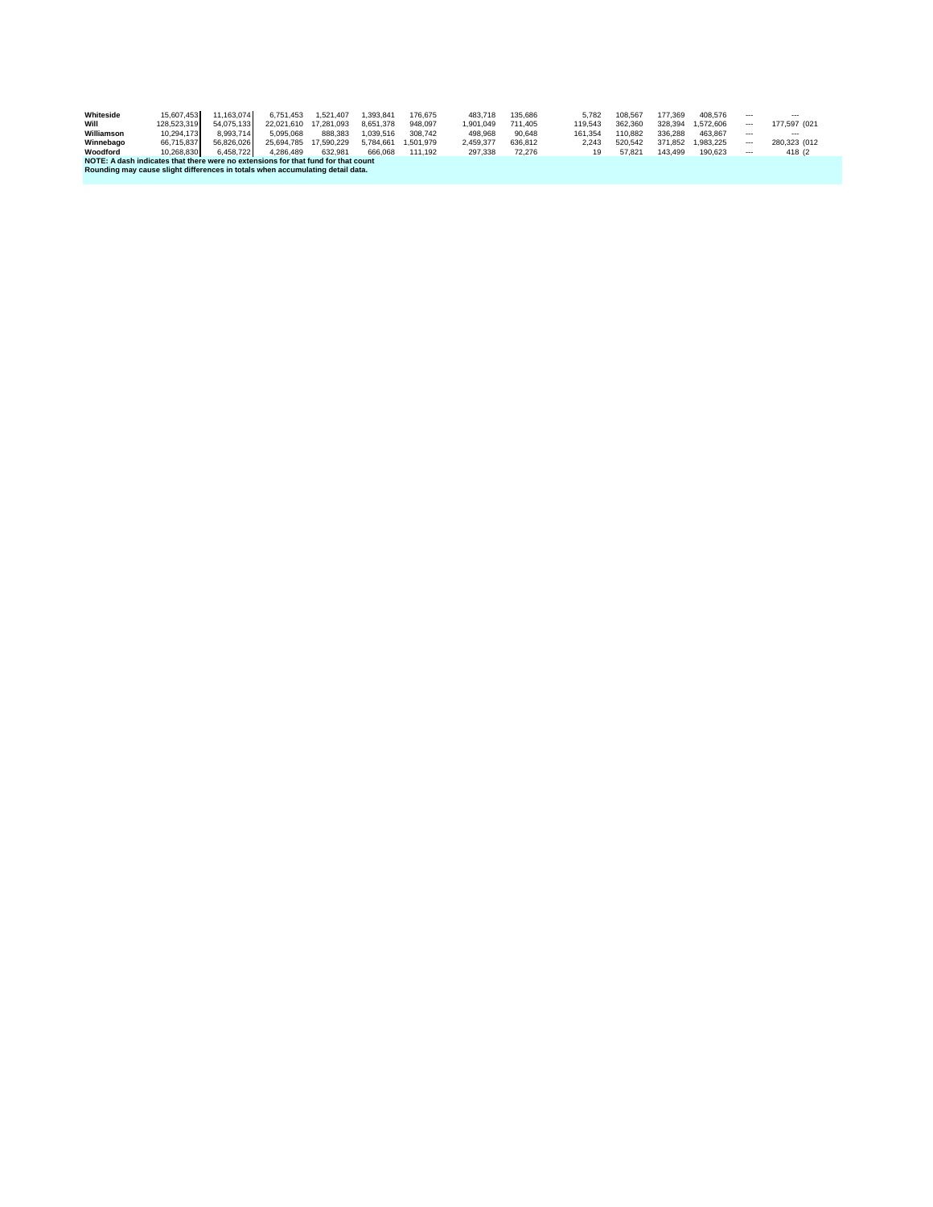| | | | | | | | | | | | | | | | |
|---|---|---|---|---|---|---|---|---|---|---|---|---|---|---|---|
| **Whiteside** | 15,607,453 | 11,163,074 | 6,751,453 | 1,521,407 | 1,393,841 | 176,675 | 483,718 | 135,686 | 5,782 | 108,567 | 177,369 | 408,576 | --- | --- | |
| **Will** | 128,523,319 | 54,075,133 | 22,021,610 | 17,281,093 | 8,651,378 | 948,097 | 1,901,049 | 711,405 | 119,543 | 362,360 | 328,394 | 1,572,606 | --- | 177,597 | (021 |
| **Williamson** | 10,294,173 | 8,993,714 | 5,095,068 | 888,383 | 1,039,516 | 308,742 | 498,968 | 90,648 | 161,354 | 110,882 | 336,288 | 463,867 | --- | --- | |
| **Winnebago** | 66,715,837 | 56,826,026 | 25,694,785 | 17,590,229 | 5,784,661 | 1,501,979 | 2,459,377 | 636,812 | 2,243 | 520,542 | 371,852 | 1,983,225 | --- | 280,323 | (012 |
| **Woodford** | 10,268,830 | 6,458,722 | 4,286,489 | 632,981 | 666,068 | 111,192 | 297,338 | 72,276 | 19 | 57,821 | 143,499 | 190,623 | --- | 418 | (2 |

**NOTE: A dash indicates that there were no extensions for that fund for that count**
**Rounding may cause slight differences in totals when accumulating detail data.**